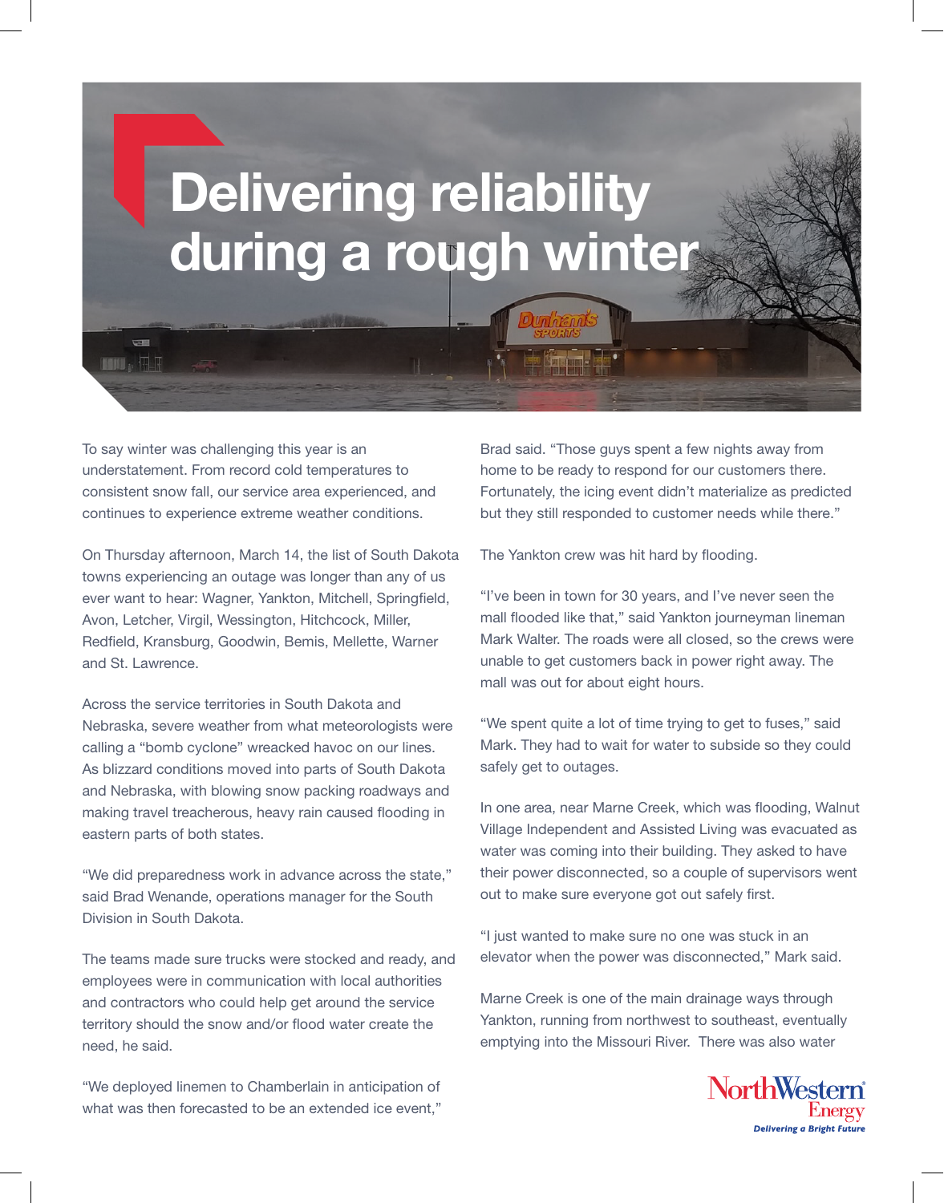# Delivering reliability during a rough winter

To say winter was challenging this year is an understatement. From record cold temperatures to consistent snow fall, our service area experienced, and continues to experience extreme weather conditions.

On Thursday afternoon, March 14, the list of South Dakota towns experiencing an outage was longer than any of us ever want to hear: Wagner, Yankton, Mitchell, Springfield, Avon, Letcher, Virgil, Wessington, Hitchcock, Miller, Redfield, Kransburg, Goodwin, Bemis, Mellette, Warner and St. Lawrence.

Across the service territories in South Dakota and Nebraska, severe weather from what meteorologists were calling a "bomb cyclone" wreacked havoc on our lines. As blizzard conditions moved into parts of South Dakota and Nebraska, with blowing snow packing roadways and making travel treacherous, heavy rain caused flooding in eastern parts of both states.

"We did preparedness work in advance across the state," said Brad Wenande, operations manager for the South Division in South Dakota.

The teams made sure trucks were stocked and ready, and employees were in communication with local authorities and contractors who could help get around the service territory should the snow and/or flood water create the need, he said.

"We deployed linemen to Chamberlain in anticipation of what was then forecasted to be an extended ice event," Brad said. "Those guys spent a few nights away from home to be ready to respond for our customers there. Fortunately, the icing event didn't materialize as predicted but they still responded to customer needs while there."

The Yankton crew was hit hard by flooding.

"I've been in town for 30 years, and I've never seen the mall flooded like that," said Yankton journeyman lineman Mark Walter. The roads were all closed, so the crews were unable to get customers back in power right away. The mall was out for about eight hours.

"We spent quite a lot of time trying to get to fuses," said Mark. They had to wait for water to subside so they could safely get to outages.

In one area, near Marne Creek, which was flooding, Walnut Village Independent and Assisted Living was evacuated as water was coming into their building. They asked to have their power disconnected, so a couple of supervisors went out to make sure everyone got out safely first.

"I just wanted to make sure no one was stuck in an elevator when the power was disconnected," Mark said.

Marne Creek is one of the main drainage ways through Yankton, running from northwest to southeast, eventually emptying into the Missouri River. There was also water

NorthWestern Energy
*Delivering a Bright Future*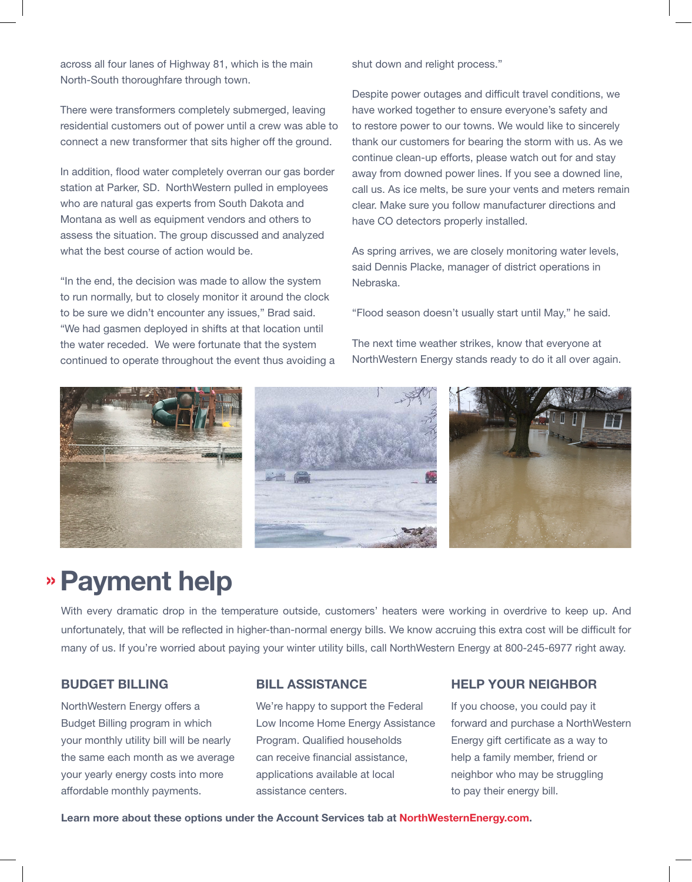across all four lanes of Highway 81, which is the main North-South thoroughfare through town.

There were transformers completely submerged, leaving residential customers out of power until a crew was able to connect a new transformer that sits higher off the ground.

In addition, flood water completely overran our gas border station at Parker, SD. NorthWestern pulled in employees who are natural gas experts from South Dakota and Montana as well as equipment vendors and others to assess the situation. The group discussed and analyzed what the best course of action would be.

"In the end, the decision was made to allow the system to run normally, but to closely monitor it around the clock to be sure we didn't encounter any issues," Brad said. "We had gasmen deployed in shifts at that location until the water receded. We were fortunate that the system continued to operate throughout the event thus avoiding a shut down and relight process."

Despite power outages and difficult travel conditions, we have worked together to ensure everyone's safety and to restore power to our towns. We would like to sincerely thank our customers for bearing the storm with us. As we continue clean-up efforts, please watch out for and stay away from downed power lines. If you see a downed line, call us. As ice melts, be sure your vents and meters remain clear. Make sure you follow manufacturer directions and have CO detectors properly installed.

As spring arrives, we are closely monitoring water levels, said Dennis Placke, manager of district operations in Nebraska.

"Flood season doesn't usually start until May," he said.

The next time weather strikes, know that everyone at NorthWestern Energy stands ready to do it all over again.

# » Payment help

With every dramatic drop in the temperature outside, customers' heaters were working in overdrive to keep up. And unfortunately, that will be reflected in higher-than-normal energy bills. We know accruing this extra cost will be difficult for many of us. If you're worried about paying your winter utility bills, call NorthWestern Energy at 800-245-6977 right away.

### BUDGET BILLING

NorthWestern Energy offers a Budget Billing program in which your monthly utility bill will be nearly the same each month as we average your yearly energy costs into more affordable monthly payments.

### BILL ASSISTANCE

We're happy to support the Federal Low Income Home Energy Assistance Program. Qualified households can receive financial assistance, applications available at local assistance centers.

### HELP YOUR NEIGHBOR

If you choose, you could pay it forward and purchase a NorthWestern Energy gift certificate as a way to help a family member, friend or neighbor who may be struggling to pay their energy bill.

**Learn more about these options under the Account Services tab at NorthWesternEnergy.com.**